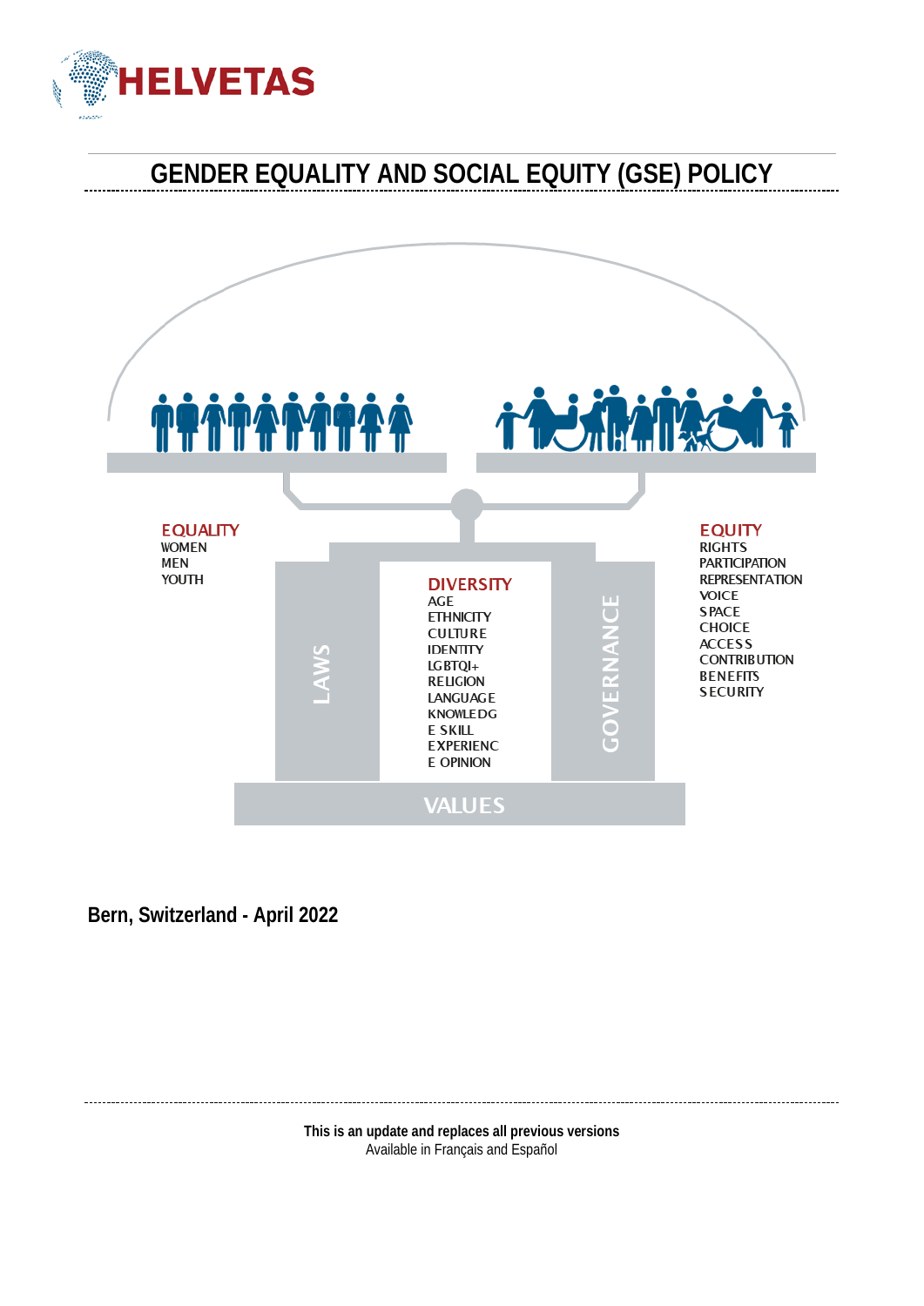HELVETAS

# GENDER EQUALITY AND SOCIAL EQUITY (GSE) POLICY

**EQUALITY**
WOMEN
MEN
YOUTH

**DIVERSITY**
AGE
ETHNICITY
CULTURE
IDENTITY
LGBTQI+
RELIGION
LANGUAGE
KNOWLEDGE
SKILL
EXPERIENCE
OPINION

**EQUITY**
RIGHTS
PARTICIPATION
REPRESENTATION
VOICE
SPACE
CHOICE
ACCESS
CONTRIBUTION
BENEFITS
SECURITY

LAWS

GOVERNANCE

VALUES

**Bern, Switzerland - April 2022**

**This is an update and replaces all previous versions**
Available in Français and Español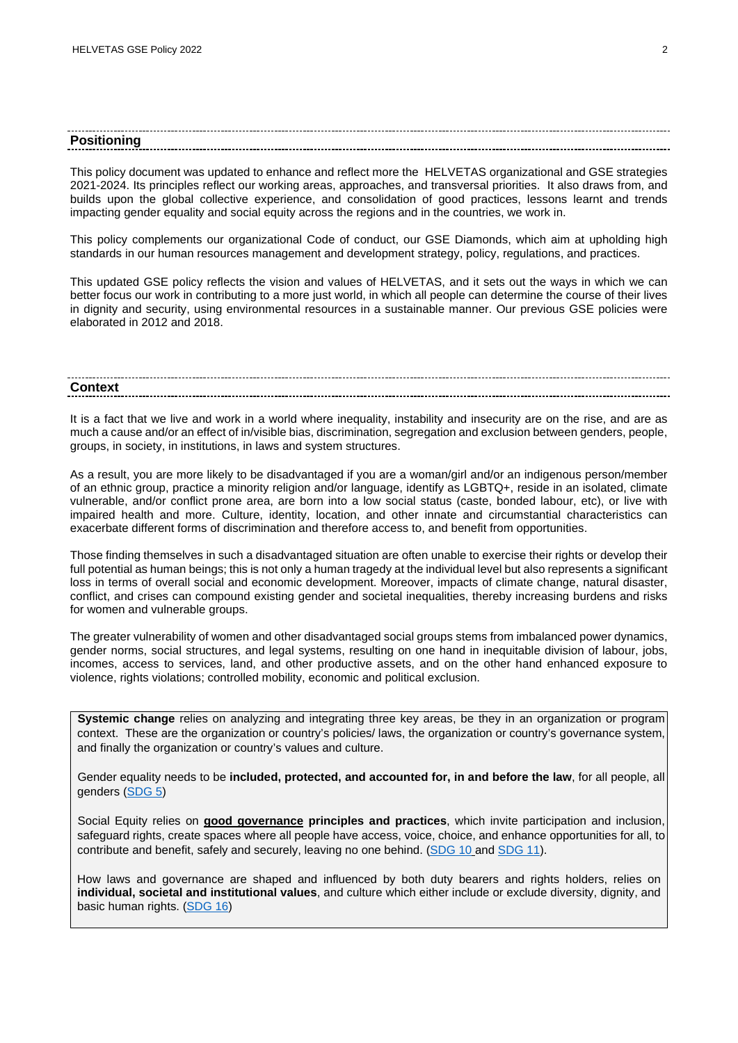## Positioning

This policy document was updated to enhance and reflect more the HELVETAS organizational and GSE strategies 2021-2024. Its principles reflect our working areas, approaches, and transversal priorities. It also draws from, and builds upon the global collective experience, and consolidation of good practices, lessons learnt and trends impacting gender equality and social equity across the regions and in the countries, we work in.

This policy complements our organizational Code of conduct, our GSE Diamonds, which aim at upholding high standards in our human resources management and development strategy, policy, regulations, and practices.

This updated GSE policy reflects the vision and values of HELVETAS, and it sets out the ways in which we can better focus our work in contributing to a more just world, in which all people can determine the course of their lives in dignity and security, using environmental resources in a sustainable manner. Our previous GSE policies were elaborated in 2012 and 2018.

## Context

It is a fact that we live and work in a world where inequality, instability and insecurity are on the rise, and are as much a cause and/or an effect of in/visible bias, discrimination, segregation and exclusion between genders, people, groups, in society, in institutions, in laws and system structures.

As a result, you are more likely to be disadvantaged if you are a woman/girl and/or an indigenous person/member of an ethnic group, practice a minority religion and/or language, identify as LGBTQ+, reside in an isolated, climate vulnerable, and/or conflict prone area, are born into a low social status (caste, bonded labour, etc), or live with impaired health and more. Culture, identity, location, and other innate and circumstantial characteristics can exacerbate different forms of discrimination and therefore access to, and benefit from opportunities.

Those finding themselves in such a disadvantaged situation are often unable to exercise their rights or develop their full potential as human beings; this is not only a human tragedy at the individual level but also represents a significant loss in terms of overall social and economic development. Moreover, impacts of climate change, natural disaster, conflict, and crises can compound existing gender and societal inequalities, thereby increasing burdens and risks for women and vulnerable groups.

The greater vulnerability of women and other disadvantaged social groups stems from imbalanced power dynamics, gender norms, social structures, and legal systems, resulting on one hand in inequitable division of labour, jobs, incomes, access to services, land, and other productive assets, and on the other hand enhanced exposure to violence, rights violations; controlled mobility, economic and political exclusion.

**Systemic change** relies on analyzing and integrating three key areas, be they in an organization or program context. These are the organization or country's policies/ laws, the organization or country's governance system, and finally the organization or country's values and culture.

Gender equality needs to be **included, protected, and accounted for, in and before the law**, for all people, all genders (SDG 5)

Social Equity relies on **good governance principles and practices**, which invite participation and inclusion, safeguard rights, create spaces where all people have access, voice, choice, and enhance opportunities for all, to contribute and benefit, safely and securely, leaving no one behind. (SDG 10 and SDG 11).

How laws and governance are shaped and influenced by both duty bearers and rights holders, relies on **individual, societal and institutional values**, and culture which either include or exclude diversity, dignity, and basic human rights. (SDG 16)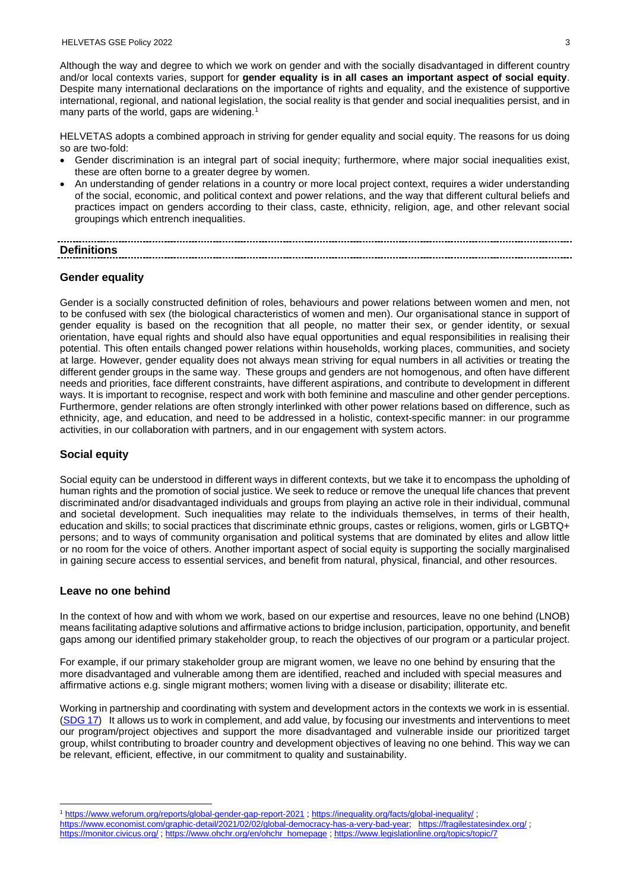Although the way and degree to which we work on gender and with the socially disadvantaged in different country and/or local contexts varies, support for **gender equality is in all cases an important aspect of social equity**. Despite many international declarations on the importance of rights and equality, and the existence of supportive international, regional, and national legislation, the social reality is that gender and social inequalities persist, and in many parts of the world, gaps are widening.[1]

HELVETAS adopts a combined approach in striving for gender equality and social equity. The reasons for us doing so are two-fold:

- Gender discrimination is an integral part of social inequity; furthermore, where major social inequalities exist, these are often borne to a greater degree by women.
- An understanding of gender relations in a country or more local project context, requires a wider understanding of the social, economic, and political context and power relations, and the way that different cultural beliefs and practices impact on genders according to their class, caste, ethnicity, religion, age, and other relevant social groupings which entrench inequalities.

## Definitions

### Gender equality

Gender is a socially constructed definition of roles, behaviours and power relations between women and men, not to be confused with sex (the biological characteristics of women and men). Our organisational stance in support of gender equality is based on the recognition that all people, no matter their sex, or gender identity, or sexual orientation, have equal rights and should also have equal opportunities and equal responsibilities in realising their potential. This often entails changed power relations within households, working places, communities, and society at large. However, gender equality does not always mean striving for equal numbers in all activities or treating the different gender groups in the same way. These groups and genders are not homogenous, and often have different needs and priorities, face different constraints, have different aspirations, and contribute to development in different ways. It is important to recognise, respect and work with both feminine and masculine and other gender perceptions. Furthermore, gender relations are often strongly interlinked with other power relations based on difference, such as ethnicity, age, and education, and need to be addressed in a holistic, context-specific manner: in our programme activities, in our collaboration with partners, and in our engagement with system actors.

### Social equity

Social equity can be understood in different ways in different contexts, but we take it to encompass the upholding of human rights and the promotion of social justice. We seek to reduce or remove the unequal life chances that prevent discriminated and/or disadvantaged individuals and groups from playing an active role in their individual, communal and societal development. Such inequalities may relate to the individuals themselves, in terms of their health, education and skills; to social practices that discriminate ethnic groups, castes or religions, women, girls or LGBTQ+ persons; and to ways of community organisation and political systems that are dominated by elites and allow little or no room for the voice of others. Another important aspect of social equity is supporting the socially marginalised in gaining secure access to essential services, and benefit from natural, physical, financial, and other resources.

### Leave no one behind

In the context of how and with whom we work, based on our expertise and resources, leave no one behind (LNOB) means facilitating adaptive solutions and affirmative actions to bridge inclusion, participation, opportunity, and benefit gaps among our identified primary stakeholder group, to reach the objectives of our program or a particular project.

For example, if our primary stakeholder group are migrant women, we leave no one behind by ensuring that the more disadvantaged and vulnerable among them are identified, reached and included with special measures and affirmative actions e.g. single migrant mothers; women living with a disease or disability; illiterate etc.

Working in partnership and coordinating with system and development actors in the contexts we work in is essential. (SDG 17) It allows us to work in complement, and add value, by focusing our investments and interventions to meet our program/project objectives and support the more disadvantaged and vulnerable inside our prioritized target group, whilst contributing to broader country and development objectives of leaving no one behind. This way we can be relevant, efficient, effective, in our commitment to quality and sustainability.

---

[1] https://www.weforum.org/reports/global-gender-gap-report-2021 ; https://inequality.org/facts/global-inequality/ ; https://www.economist.com/graphic-detail/2021/02/02/global-democracy-has-a-very-bad-year; https://fragilestatesindex.org/ ; https://monitor.civicus.org/ ; https://www.ohchr.org/en/ohchr_homepage ; https://www.legislationline.org/topics/topic/7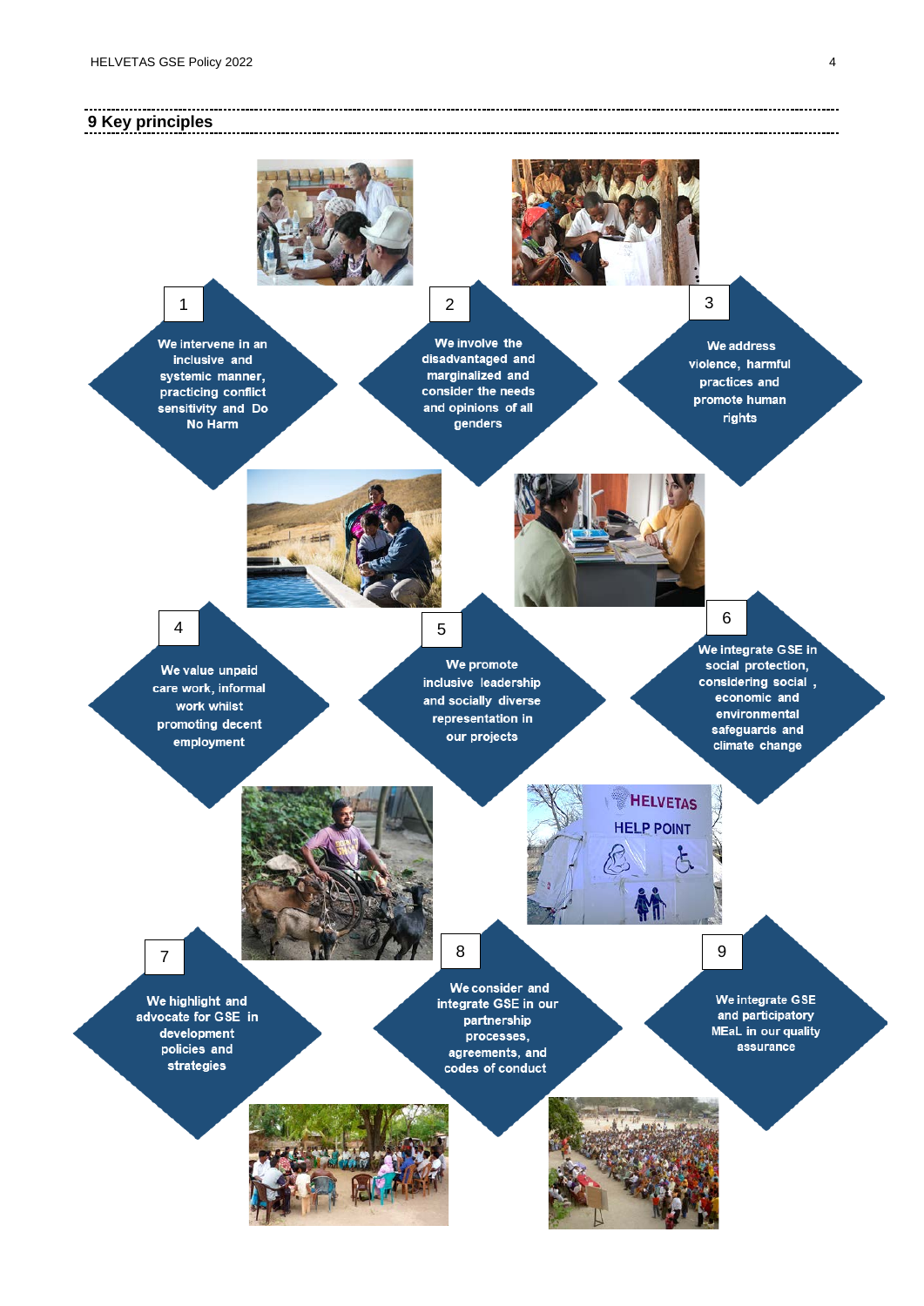## 9 Key principles

1. We intervene in an inclusive and systemic manner, practicing conflict sensitivity and Do No Harm
2. We involve the disadvantaged and marginalized and consider the needs and opinions of all genders
3. We address violence, harmful practices and promote human rights
4. We value unpaid care work, informal work whilst promoting decent employment
5. We promote inclusive leadership and socially diverse representation in our projects
6. We integrate GSE in social protection, considering social, economic and environmental safeguards and climate change
7. We highlight and advocate for GSE in development policies and strategies
8. We consider and integrate GSE in our partnership processes, agreements, and codes of conduct
9. We integrate GSE and participatory MEaL in our quality assurance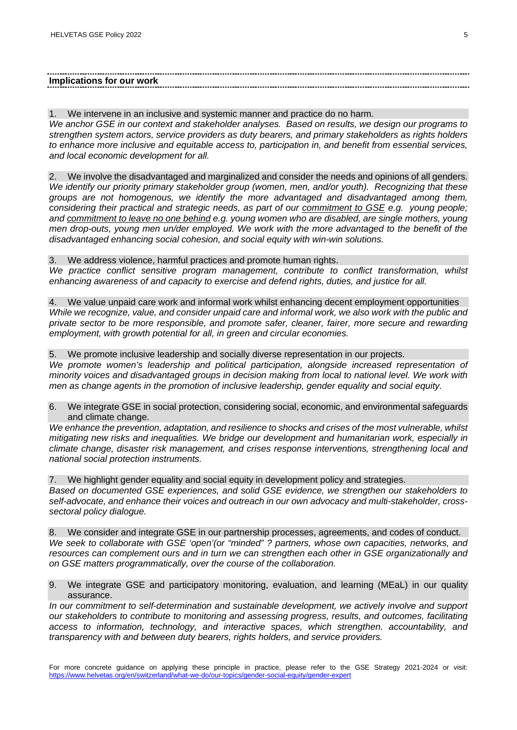## Implications for our work

1. We intervene in an inclusive and systemic manner and practice do no harm.
*We anchor GSE in our context and stakeholder analyses. Based on results, we design our programs to strengthen system actors, service providers as duty bearers, and primary stakeholders as rights holders to enhance more inclusive and equitable access to, participation in, and benefit from essential services, and local economic development for all.*

2. We involve the disadvantaged and marginalized and consider the needs and opinions of all genders.
*We identify our priority primary stakeholder group (women, men, and/or youth). Recognizing that these groups are not homogenous, we identify the more advantaged and disadvantaged among them, considering their practical and strategic needs, as part of our <u>commitment to GSE</u> e.g. young people; and <u>commitment to leave no one behind</u> e.g. young women who are disabled, are single mothers, young men drop-outs, young men un/der employed. We work with the more advantaged to the benefit of the disadvantaged enhancing social cohesion, and social equity with win-win solutions.*

3. We address violence, harmful practices and promote human rights.
*We practice conflict sensitive program management, contribute to conflict transformation, whilst enhancing awareness of and capacity to exercise and defend rights, duties, and justice for all.*

4. We value unpaid care work and informal work whilst enhancing decent employment opportunities
*While we recognize, value, and consider unpaid care and informal work, we also work with the public and private sector to be more responsible, and promote safer, cleaner, fairer, more secure and rewarding employment, with growth potential for all, in green and circular economies.*

5. We promote inclusive leadership and socially diverse representation in our projects.
*We promote women's leadership and political participation, alongside increased representation of minority voices and disadvantaged groups in decision making from local to national level. We work with men as change agents in the promotion of inclusive leadership, gender equality and social equity.*

6. We integrate GSE in social protection, considering social, economic, and environmental safeguards and climate change.
*We enhance the prevention, adaptation, and resilience to shocks and crises of the most vulnerable, whilst mitigating new risks and inequalities. We bridge our development and humanitarian work, especially in climate change, disaster risk management, and crises response interventions, strengthening local and national social protection instruments.*

7. We highlight gender equality and social equity in development policy and strategies.
*Based on documented GSE experiences, and solid GSE evidence, we strengthen our stakeholders to self-advocate, and enhance their voices and outreach in our own advocacy and multi-stakeholder, cross-sectoral policy dialogue.*

8. We consider and integrate GSE in our partnership processes, agreements, and codes of conduct.
*We seek to collaborate with GSE 'open'(or "minded" ? partners, whose own capacities, networks, and resources can complement ours and in turn we can strengthen each other in GSE organizationally and on GSE matters programmatically, over the course of the collaboration.*

9. We integrate GSE and participatory monitoring, evaluation, and learning (MEaL) in our quality assurance.
*In our commitment to self-determination and sustainable development, we actively involve and support our stakeholders to contribute to monitoring and assessing progress, results, and outcomes, facilitating access to information, technology, and interactive spaces, which strengthen. accountability, and transparency with and between duty bearers, rights holders, and service providers.*

For more concrete guidance on applying these principle in practice, please refer to the GSE Strategy 2021-2024 or visit: https://www.helvetas.org/en/switzerland/what-we-do/our-topics/gender-social-equity/gender-expert